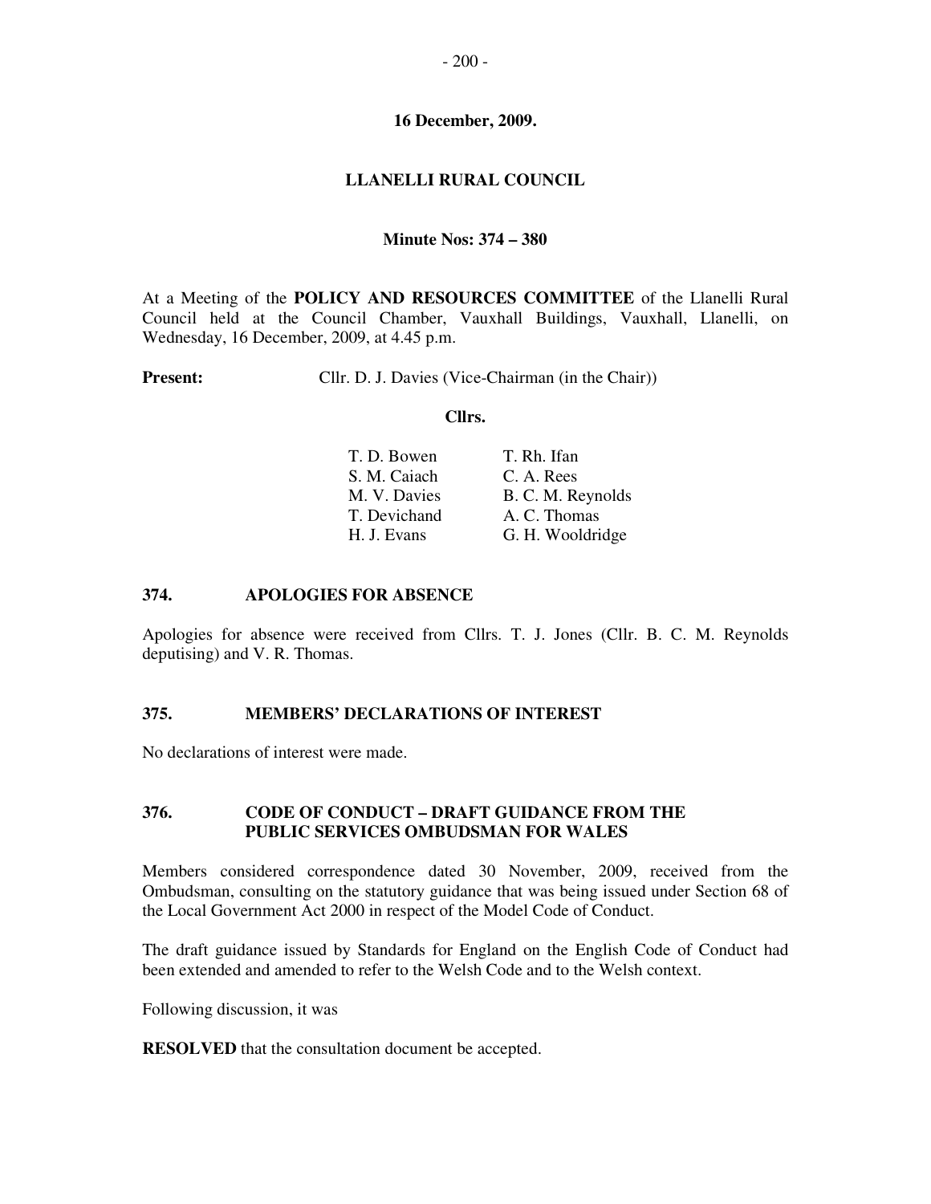**16 December, 2009.**

**LLANELLI RURAL COUNCIL**

**Minute Nos: 374 – 380**

At a Meeting of the **POLICY AND RESOURCES COMMITTEE** of the Llanelli Rural Council held at the Council Chamber, Vauxhall Buildings, Vauxhall, Llanelli, on Wednesday, 16 December, 2009, at 4.45 p.m.

**Present:** Cllr. D. J. Davies (Vice-Chairman (in the Chair))

**Cllrs.**

| | |
|---|---|
| T. D. Bowen | T. Rh. Ifan |
| S. M. Caiach | C. A. Rees |
| M. V. Davies | B. C. M. Reynolds |
| T. Devichand | A. C. Thomas |
| H. J. Evans | G. H. Wooldridge |

## 374. APOLOGIES FOR ABSENCE

Apologies for absence were received from Cllrs. T. J. Jones (Cllr. B. C. M. Reynolds deputising) and V. R. Thomas.

## 375. MEMBERS' DECLARATIONS OF INTEREST

No declarations of interest were made.

## 376. CODE OF CONDUCT – DRAFT GUIDANCE FROM THE PUBLIC SERVICES OMBUDSMAN FOR WALES

Members considered correspondence dated 30 November, 2009, received from the Ombudsman, consulting on the statutory guidance that was being issued under Section 68 of the Local Government Act 2000 in respect of the Model Code of Conduct.

The draft guidance issued by Standards for England on the English Code of Conduct had been extended and amended to refer to the Welsh Code and to the Welsh context.

Following discussion, it was

**RESOLVED** that the consultation document be accepted.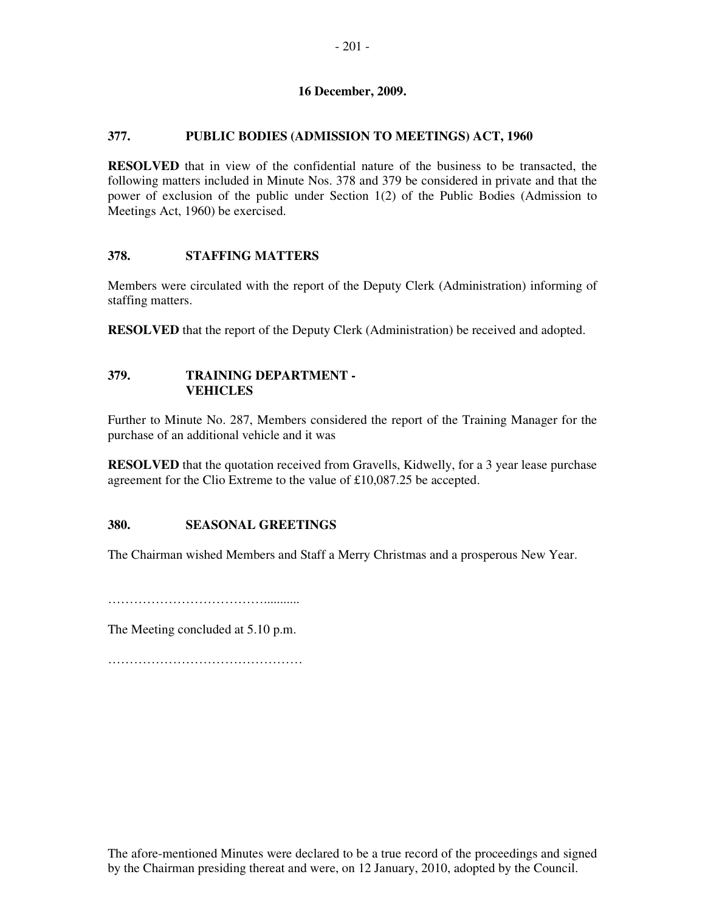**16 December, 2009.**

**377. PUBLIC BODIES (ADMISSION TO MEETINGS) ACT, 1960**

**RESOLVED** that in view of the confidential nature of the business to be transacted, the following matters included in Minute Nos. 378 and 379 be considered in private and that the power of exclusion of the public under Section 1(2) of the Public Bodies (Admission to Meetings Act, 1960) be exercised.

**378. STAFFING MATTERS**

Members were circulated with the report of the Deputy Clerk (Administration) informing of staffing matters.

**RESOLVED** that the report of the Deputy Clerk (Administration) be received and adopted.

**379. TRAINING DEPARTMENT - VEHICLES**

Further to Minute No. 287, Members considered the report of the Training Manager for the purchase of an additional vehicle and it was

**RESOLVED** that the quotation received from Gravells, Kidwelly, for a 3 year lease purchase agreement for the Clio Extreme to the value of £10,087.25 be accepted.

**380. SEASONAL GREETINGS**

The Chairman wished Members and Staff a Merry Christmas and a prosperous New Year.

…………………………………..........

The Meeting concluded at 5.10 p.m.

………………………………………

The afore-mentioned Minutes were declared to be a true record of the proceedings and signed by the Chairman presiding thereat and were, on 12 January, 2010, adopted by the Council.